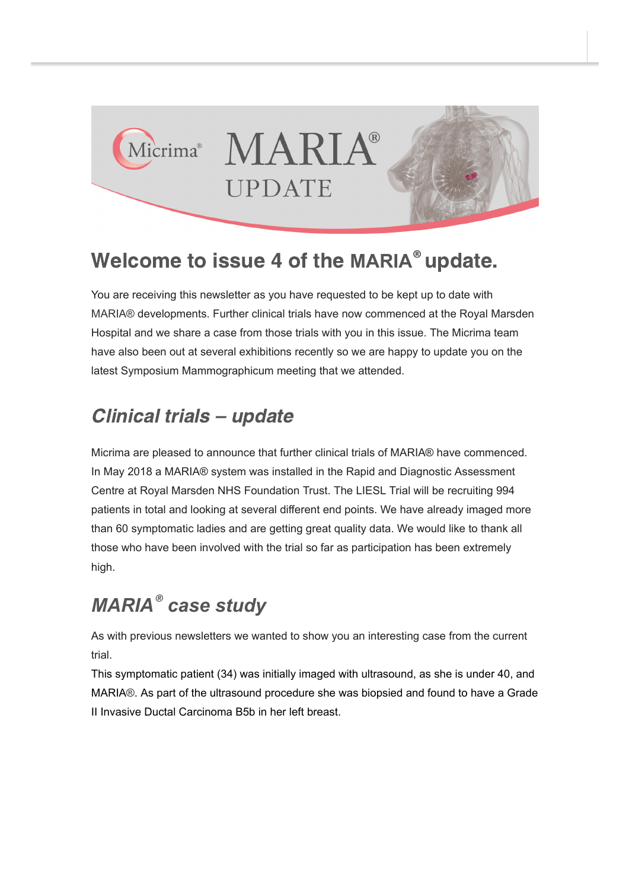# Welcome to issue 4 of the MARIA® update.

You are receiving this newsletter as you have requested to be kept up to date with MARIA® developments. Further clinical trials have now commenced at the Royal Marsden Hospital and we share a case from those trials with you in this issue. The Micrima team have also been out at several exhibitions recently so we are happy to update you on the latest Symposium Mammographicum meeting that we attended.

## *Clinical trials – update*

Micrima are pleased to announce that further clinical trials of MARIA® have commenced. In May 2018 a MARIA® system was installed in the Rapid and Diagnostic Assessment Centre at Royal Marsden NHS Foundation Trust. The LIESL Trial will be recruiting 994 patients in total and looking at several different end points. We have already imaged more than 60 symptomatic ladies and are getting great quality data. We would like to thank all those who have been involved with the trial so far as participation has been extremely high.

## *MARIA® case study*

As with previous newsletters we wanted to show you an interesting case from the current trial.

This symptomatic patient (34) was initially imaged with ultrasound, as she is under 40, and MARIA®. As part of the ultrasound procedure she was biopsied and found to have a Grade II Invasive Ductal Carcinoma B5b in her left breast.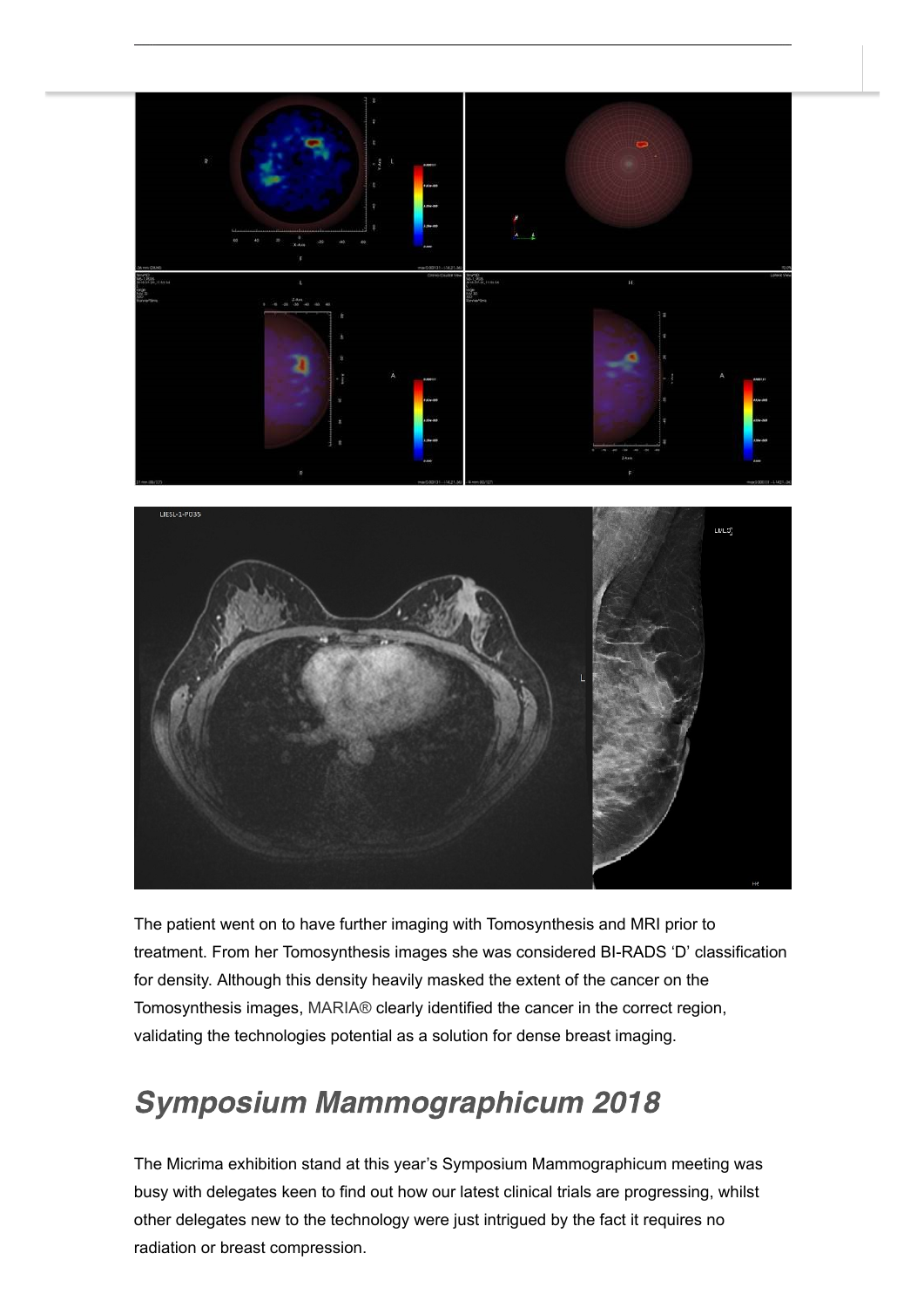The patient went on to have further imaging with Tomosynthesis and MRI prior to treatment. From her Tomosynthesis images she was considered BI-RADS ‘D’ classification for density. Although this density heavily masked the extent of the cancer on the Tomosynthesis images, MARIA® clearly identified the cancer in the correct region, validating the technologies potential as a solution for dense breast imaging.

## *Symposium Mammographicum 2018*

The Micrima exhibition stand at this year’s Symposium Mammographicum meeting was busy with delegates keen to find out how our latest clinical trials are progressing, whilst other delegates new to the technology were just intrigued by the fact it requires no radiation or breast compression.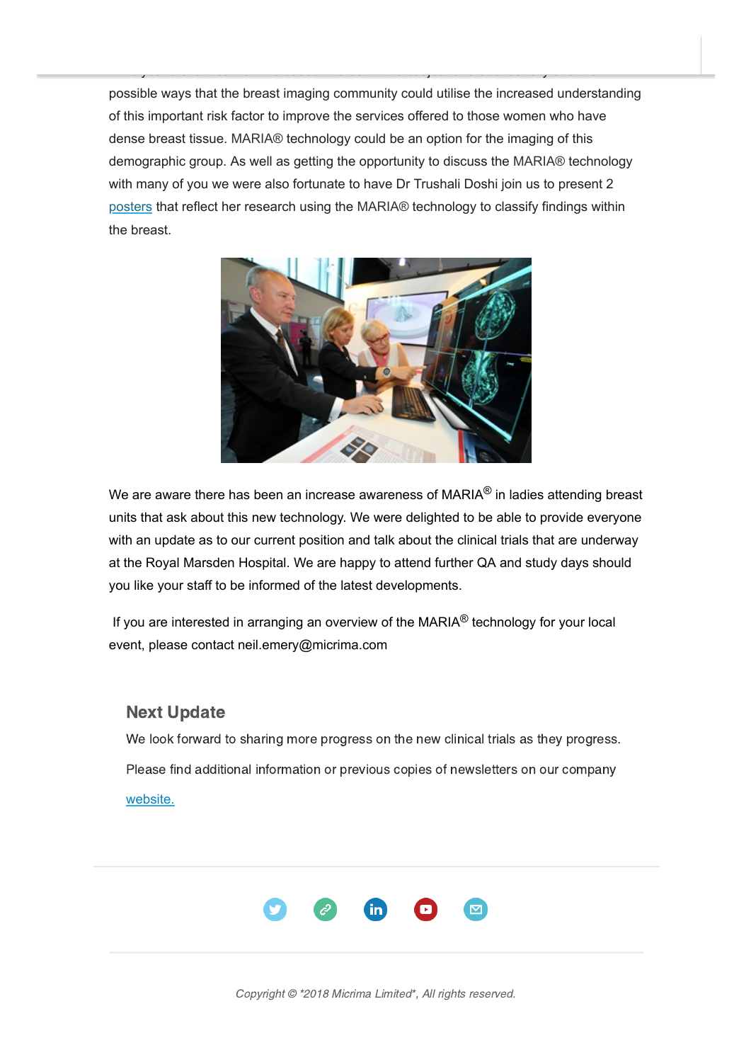possible ways that the breast imaging community could utilise the increased understanding of this important risk factor to improve the services offered to those women who have dense breast tissue. MARIA® technology could be an option for the imaging of this demographic group. As well as getting the opportunity to discuss the MARIA® technology with many of you we were also fortunate to have Dr Trushali Doshi join us to present 2 posters that reflect her research using the MARIA® technology to classify findings within the breast.

We are aware there has been an increase awareness of MARIA® in ladies attending breast units that ask about this new technology. We were delighted to be able to provide everyone with an update as to our current position and talk about the clinical trials that are underway at the Royal Marsden Hospital. We are happy to attend further QA and study days should you like your staff to be informed of the latest developments.

If you are interested in arranging an overview of the MARIA® technology for your local event, please contact neil.emery@micrima.com

## Next Update

We look forward to sharing more progress on the new clinical trials as they progress.

Please find additional information or previous copies of newsletters on our company website.

*Copyright © *2018 Micrima Limited*, All rights reserved.*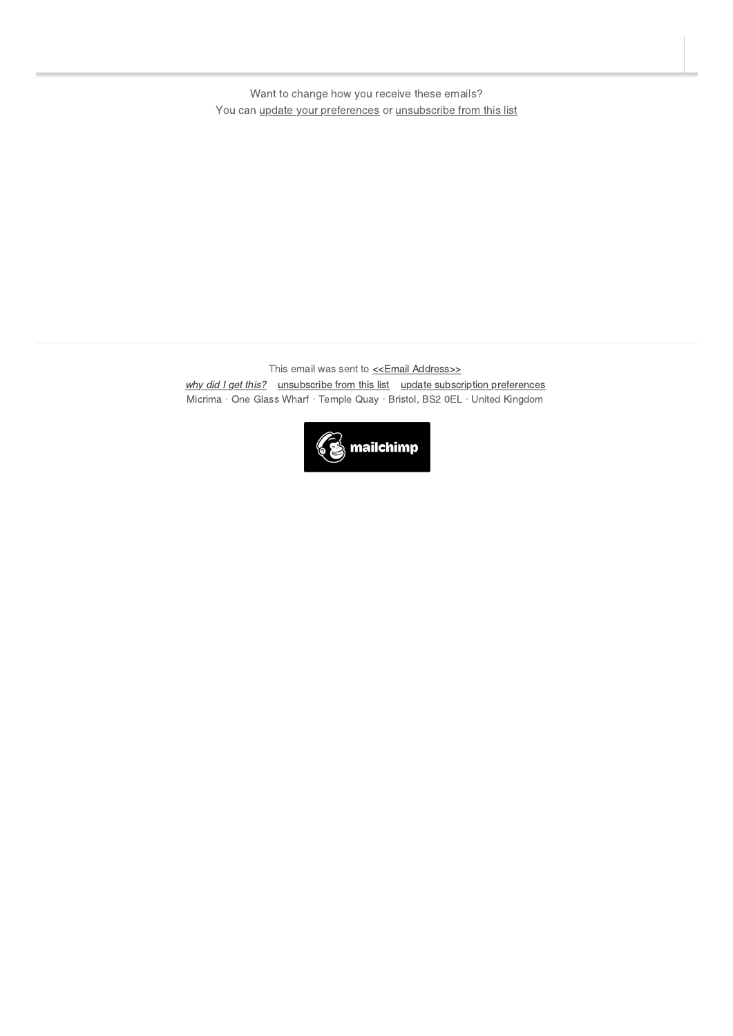Want to change how you receive these emails?
You can update your preferences or unsubscribe from this list

---

This email was sent to <<Email Address>>
*why did I get this?* unsubscribe from this list update subscription preferences
Micrima · One Glass Wharf · Temple Quay · Bristol, BS2 0EL · United Kingdom